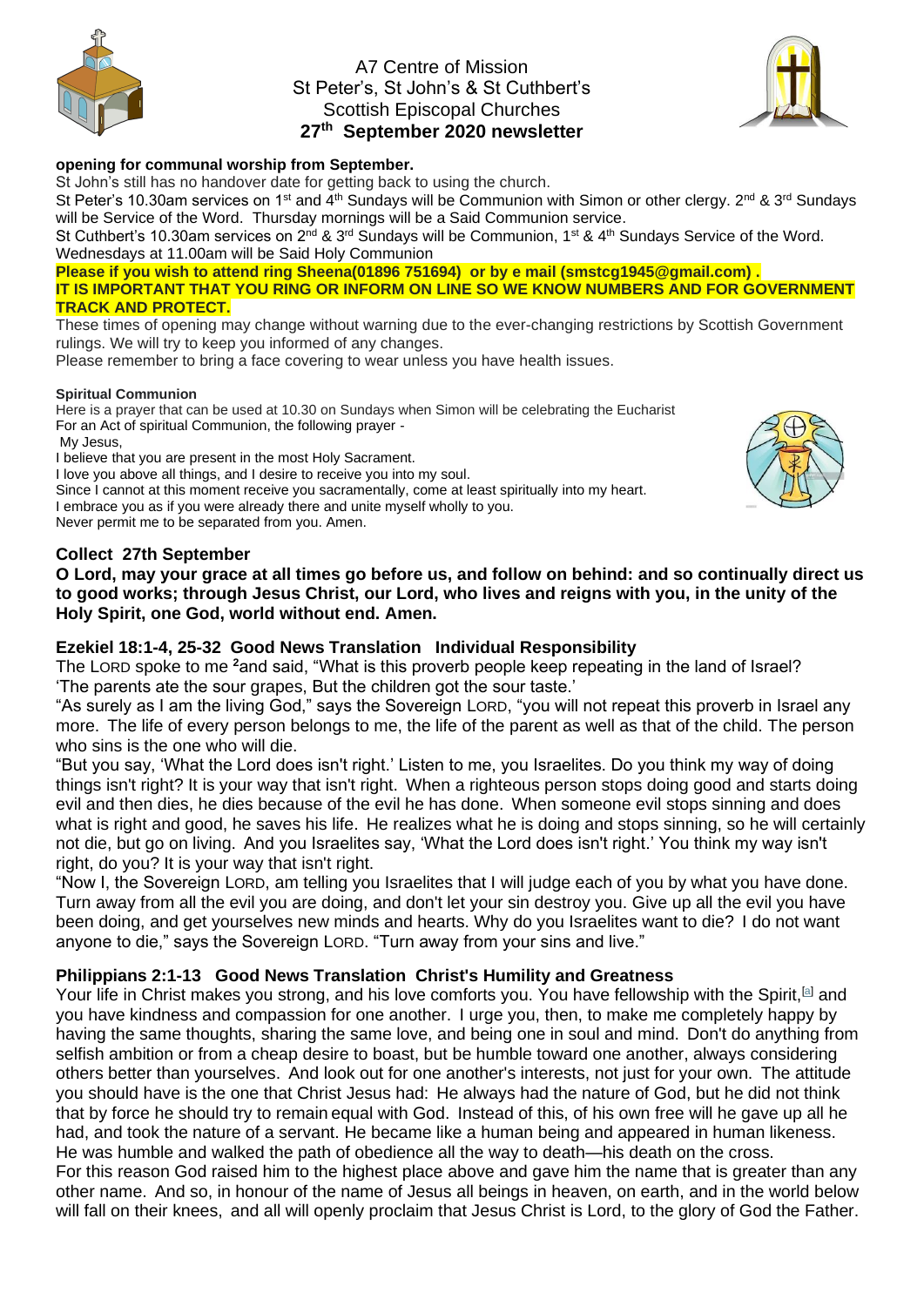# A7 Centre of Mission
## St Peter's, St John's & St Cuthbert's
## Scottish Episcopal Churches
## 27th September 2020 newsletter

**opening for communal worship from September.**

St John's still has no handover date for getting back to using the church.

St Peter's 10.30am services on 1st and 4th Sundays will be Communion with Simon or other clergy. 2nd & 3rd Sundays will be Service of the Word. Thursday mornings will be a Said Communion service.

St Cuthbert's 10.30am services on 2nd & 3rd Sundays will be Communion, 1st & 4th Sundays Service of the Word. Wednesdays at 11.00am will be Said Holy Communion

**Please if you wish to attend ring Sheena(01896 751694) or by e mail (smstcg1945@gmail.com) .**
**IT IS IMPORTANT THAT YOU RING OR INFORM ON LINE SO WE KNOW NUMBERS AND FOR GOVERNMENT TRACK AND PROTECT.**

These times of opening may change without warning due to the ever-changing restrictions by Scottish Government rulings. We will try to keep you informed of any changes.

Please remember to bring a face covering to wear unless you have health issues.

**Spiritual Communion**

Here is a prayer that can be used at 10.30 on Sundays when Simon will be celebrating the Eucharist
For an Act of spiritual Communion, the following prayer -

My Jesus,
I believe that you are present in the most Holy Sacrament.
I love you above all things, and I desire to receive you into my soul.
Since I cannot at this moment receive you sacramentally, come at least spiritually into my heart.
I embrace you as if you were already there and unite myself wholly to you.
Never permit me to be separated from you. Amen.

### Collect 27th September

**O Lord, may your grace at all times go before us, and follow on behind: and so continually direct us to good works; through Jesus Christ, our Lord, who lives and reigns with you, in the unity of the Holy Spirit, one God, world without end. Amen.**

### Ezekiel 18:1-4, 25-32 Good News Translation Individual Responsibility

The LORD spoke to me [2]and said, "What is this proverb people keep repeating in the land of Israel? 'The parents ate the sour grapes, But the children got the sour taste.'

"As surely as I am the living God," says the Sovereign LORD, "you will not repeat this proverb in Israel any more. The life of every person belongs to me, the life of the parent as well as that of the child. The person who sins is the one who will die.

"But you say, 'What the Lord does isn't right.' Listen to me, you Israelites. Do you think my way of doing things isn't right? It is your way that isn't right. When a righteous person stops doing good and starts doing evil and then dies, he dies because of the evil he has done. When someone evil stops sinning and does what is right and good, he saves his life. He realizes what he is doing and stops sinning, so he will certainly not die, but go on living. And you Israelites say, 'What the Lord does isn't right.' You think my way isn't right, do you? It is your way that isn't right.

"Now I, the Sovereign LORD, am telling you Israelites that I will judge each of you by what you have done. Turn away from all the evil you are doing, and don't let your sin destroy you. Give up all the evil you have been doing, and get yourselves new minds and hearts. Why do you Israelites want to die? I do not want anyone to die," says the Sovereign LORD. "Turn away from your sins and live."

### Philippians 2:1-13 Good News Translation Christ's Humility and Greatness

Your life in Christ makes you strong, and his love comforts you. You have fellowship with the Spirit,[a] and you have kindness and compassion for one another. I urge you, then, to make me completely happy by having the same thoughts, sharing the same love, and being one in soul and mind. Don't do anything from selfish ambition or from a cheap desire to boast, but be humble toward one another, always considering others better than yourselves. And look out for one another's interests, not just for your own. The attitude you should have is the one that Christ Jesus had: He always had the nature of God, but he did not think that by force he should try to remain equal with God. Instead of this, of his own free will he gave up all he had, and took the nature of a servant. He became like a human being and appeared in human likeness. He was humble and walked the path of obedience all the way to death—his death on the cross.

For this reason God raised him to the highest place above and gave him the name that is greater than any other name. And so, in honour of the name of Jesus all beings in heaven, on earth, and in the world below will fall on their knees, and all will openly proclaim that Jesus Christ is Lord, to the glory of God the Father.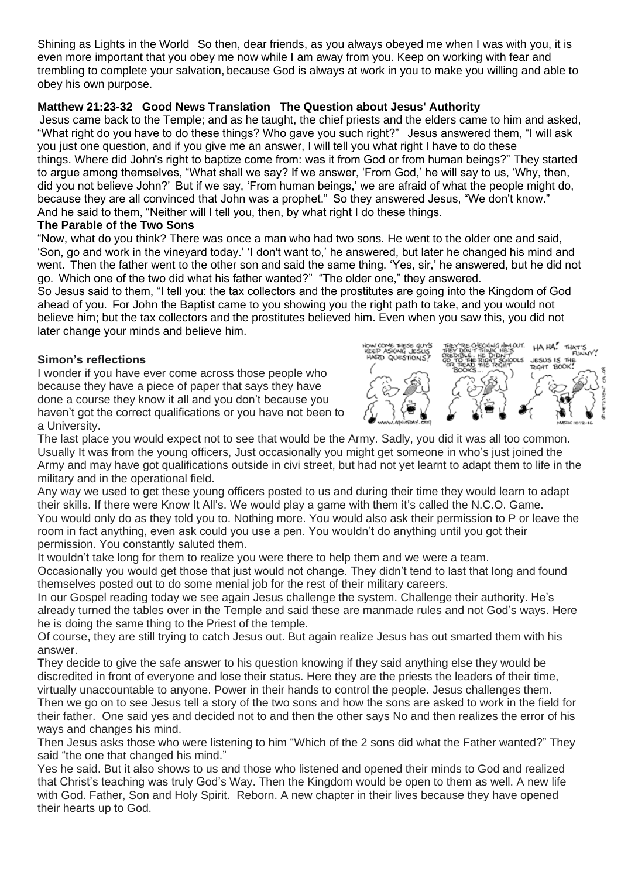Shining as Lights in the World So then, dear friends, as you always obeyed me when I was with you, it is even more important that you obey me now while I am away from you. Keep on working with fear and trembling to complete your salvation, because God is always at work in you to make you willing and able to obey his own purpose.

**Matthew 21:23-32 Good News Translation The Question about Jesus' Authority**

Jesus came back to the Temple; and as he taught, the chief priests and the elders came to him and asked, "What right do you have to do these things? Who gave you such right?" Jesus answered them, "I will ask you just one question, and if you give me an answer, I will tell you what right I have to do these things. Where did John's right to baptize come from: was it from God or from human beings?" They started to argue among themselves, "What shall we say? If we answer, 'From God,' he will say to us, 'Why, then, did you not believe John?' But if we say, 'From human beings,' we are afraid of what the people might do, because they are all convinced that John was a prophet." So they answered Jesus, "We don't know." And he said to them, "Neither will I tell you, then, by what right I do these things.

**The Parable of the Two Sons**

"Now, what do you think? There was once a man who had two sons. He went to the older one and said, 'Son, go and work in the vineyard today.' 'I don't want to,' he answered, but later he changed his mind and went. Then the father went to the other son and said the same thing. 'Yes, sir,' he answered, but he did not go. Which one of the two did what his father wanted?" "The older one," they answered.

So Jesus said to them, "I tell you: the tax collectors and the prostitutes are going into the Kingdom of God ahead of you. For John the Baptist came to you showing you the right path to take, and you would not believe him; but the tax collectors and the prostitutes believed him. Even when you saw this, you did not later change your minds and believe him.

**Simon's reflections**

I wonder if you have ever come across those people who because they have a piece of paper that says they have done a course they know it all and you don't because you haven't got the correct qualifications or you have not been to a University.

The last place you would expect not to see that would be the Army. Sadly, you did it was all too common. Usually It was from the young officers, Just occasionally you might get someone in who's just joined the Army and may have got qualifications outside in civi street, but had not yet learnt to adapt them to life in the military and in the operational field.

Any way we used to get these young officers posted to us and during their time they would learn to adapt their skills. If there were Know It All's. We would play a game with them it's called the N.C.O. Game. You would only do as they told you to. Nothing more. You would also ask their permission to P or leave the room in fact anything, even ask could you use a pen. You wouldn't do anything until you got their permission. You constantly saluted them.

It wouldn't take long for them to realize you were there to help them and we were a team.

Occasionally you would get those that just would not change. They didn't tend to last that long and found themselves posted out to do some menial job for the rest of their military careers.

In our Gospel reading today we see again Jesus challenge the system. Challenge their authority. He's already turned the tables over in the Temple and said these are manmade rules and not God's ways. Here he is doing the same thing to the Priest of the temple.

Of course, they are still trying to catch Jesus out. But again realize Jesus has out smarted them with his answer.

They decide to give the safe answer to his question knowing if they said anything else they would be discredited in front of everyone and lose their status. Here they are the priests the leaders of their time, virtually unaccountable to anyone. Power in their hands to control the people. Jesus challenges them.

Then we go on to see Jesus tell a story of the two sons and how the sons are asked to work in the field for their father. One said yes and decided not to and then the other says No and then realizes the error of his ways and changes his mind.

Then Jesus asks those who were listening to him "Which of the 2 sons did what the Father wanted?" They said "the one that changed his mind."

Yes he said. But it also shows to us and those who listened and opened their minds to God and realized that Christ's teaching was truly God's Way. Then the Kingdom would be open to them as well. A new life with God. Father, Son and Holy Spirit. Reborn. A new chapter in their lives because they have opened their hearts up to God.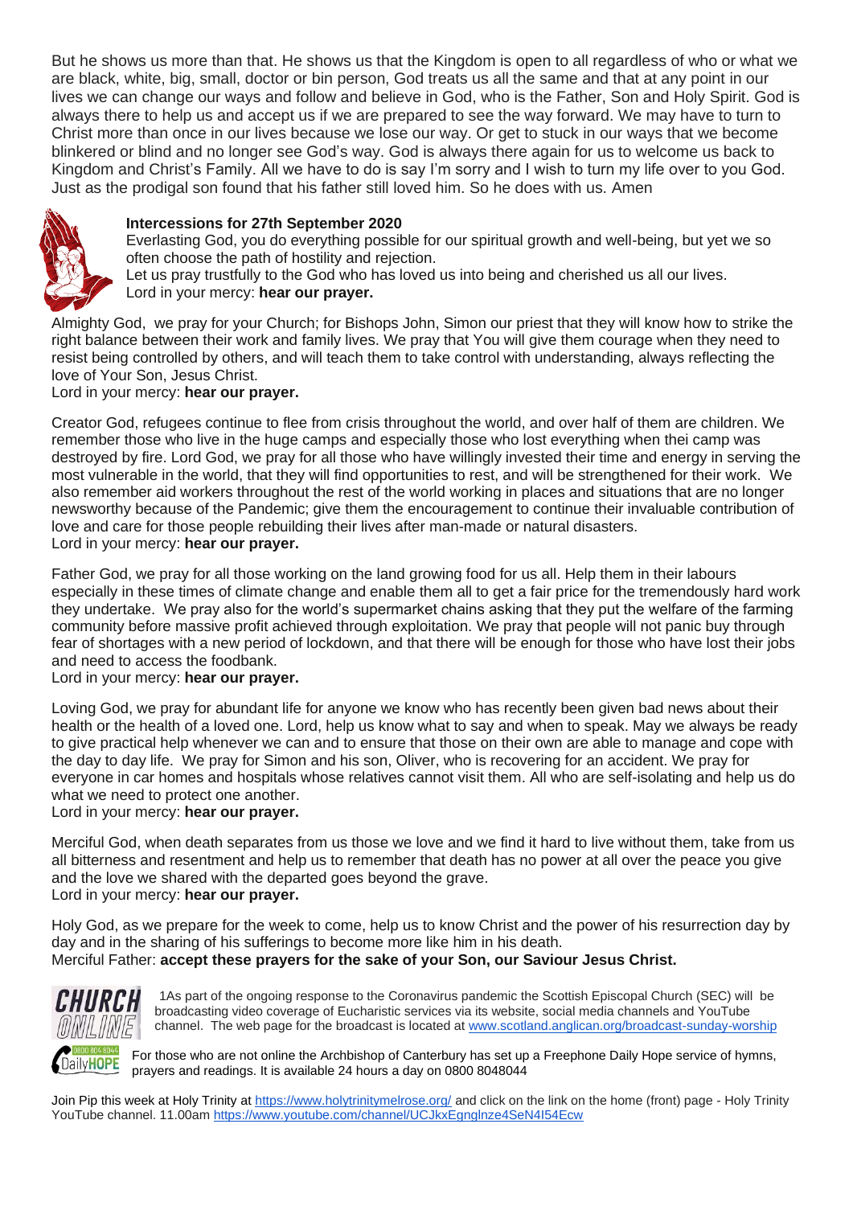But he shows us more than that. He shows us that the Kingdom is open to all regardless of who or what we are black, white, big, small, doctor or bin person, God treats us all the same and that at any point in our lives we can change our ways and follow and believe in God, who is the Father, Son and Holy Spirit. God is always there to help us and accept us if we are prepared to see the way forward. We may have to turn to Christ more than once in our lives because we lose our way. Or get to stuck in our ways that we become blinkered or blind and no longer see God's way. God is always there again for us to welcome us back to Kingdom and Christ's Family. All we have to do is say I'm sorry and I wish to turn my life over to you God. Just as the prodigal son found that his father still loved him. So he does with us. Amen

**Intercessions for 27th September 2020**

Everlasting God, you do everything possible for our spiritual growth and well-being, but yet we so often choose the path of hostility and rejection.
Let us pray trustfully to the God who has loved us into being and cherished us all our lives.
Lord in your mercy: **hear our prayer.**

Almighty God, we pray for your Church; for Bishops John, Simon our priest that they will know how to strike the right balance between their work and family lives. We pray that You will give them courage when they need to resist being controlled by others, and will teach them to take control with understanding, always reflecting the love of Your Son, Jesus Christ.
Lord in your mercy: **hear our prayer.**

Creator God, refugees continue to flee from crisis throughout the world, and over half of them are children. We remember those who live in the huge camps and especially those who lost everything when thei camp was destroyed by fire. Lord God, we pray for all those who have willingly invested their time and energy in serving the most vulnerable in the world, that they will find opportunities to rest, and will be strengthened for their work. We also remember aid workers throughout the rest of the world working in places and situations that are no longer newsworthy because of the Pandemic; give them the encouragement to continue their invaluable contribution of love and care for those people rebuilding their lives after man-made or natural disasters.
Lord in your mercy: **hear our prayer.**

Father God, we pray for all those working on the land growing food for us all. Help them in their labours especially in these times of climate change and enable them all to get a fair price for the tremendously hard work they undertake. We pray also for the world's supermarket chains asking that they put the welfare of the farming community before massive profit achieved through exploitation. We pray that people will not panic buy through fear of shortages with a new period of lockdown, and that there will be enough for those who have lost their jobs and need to access the foodbank.
Lord in your mercy: **hear our prayer.**

Loving God, we pray for abundant life for anyone we know who has recently been given bad news about their health or the health of a loved one. Lord, help us know what to say and when to speak. May we always be ready to give practical help whenever we can and to ensure that those on their own are able to manage and cope with the day to day life. We pray for Simon and his son, Oliver, who is recovering for an accident. We pray for everyone in car homes and hospitals whose relatives cannot visit them. All who are self-isolating and help us do what we need to protect one another.
Lord in your mercy: **hear our prayer.**

Merciful God, when death separates from us those we love and we find it hard to live without them, take from us all bitterness and resentment and help us to remember that death has no power at all over the peace you give and the love we shared with the departed goes beyond the grave.
Lord in your mercy: **hear our prayer.**

Holy God, as we prepare for the week to come, help us to know Christ and the power of his resurrection day by day and in the sharing of his sufferings to become more like him in his death.
Merciful Father: **accept these prayers for the sake of your Son, our Saviour Jesus Christ.**

1As part of the ongoing response to the Coronavirus pandemic the Scottish Episcopal Church (SEC) will be broadcasting video coverage of Eucharistic services via its website, social media channels and YouTube channel. The web page for the broadcast is located at www.scotland.anglican.org/broadcast-sunday-worship

For those who are not online the Archbishop of Canterbury has set up a Freephone Daily Hope service of hymns, prayers and readings. It is available 24 hours a day on 0800 8048044

Join Pip this week at Holy Trinity at https://www.holytrinitymelrose.org/ and click on the link on the home (front) page - Holy Trinity YouTube channel. 11.00am https://www.youtube.com/channel/UCJkxEgnglnze4SeN4I54Ecw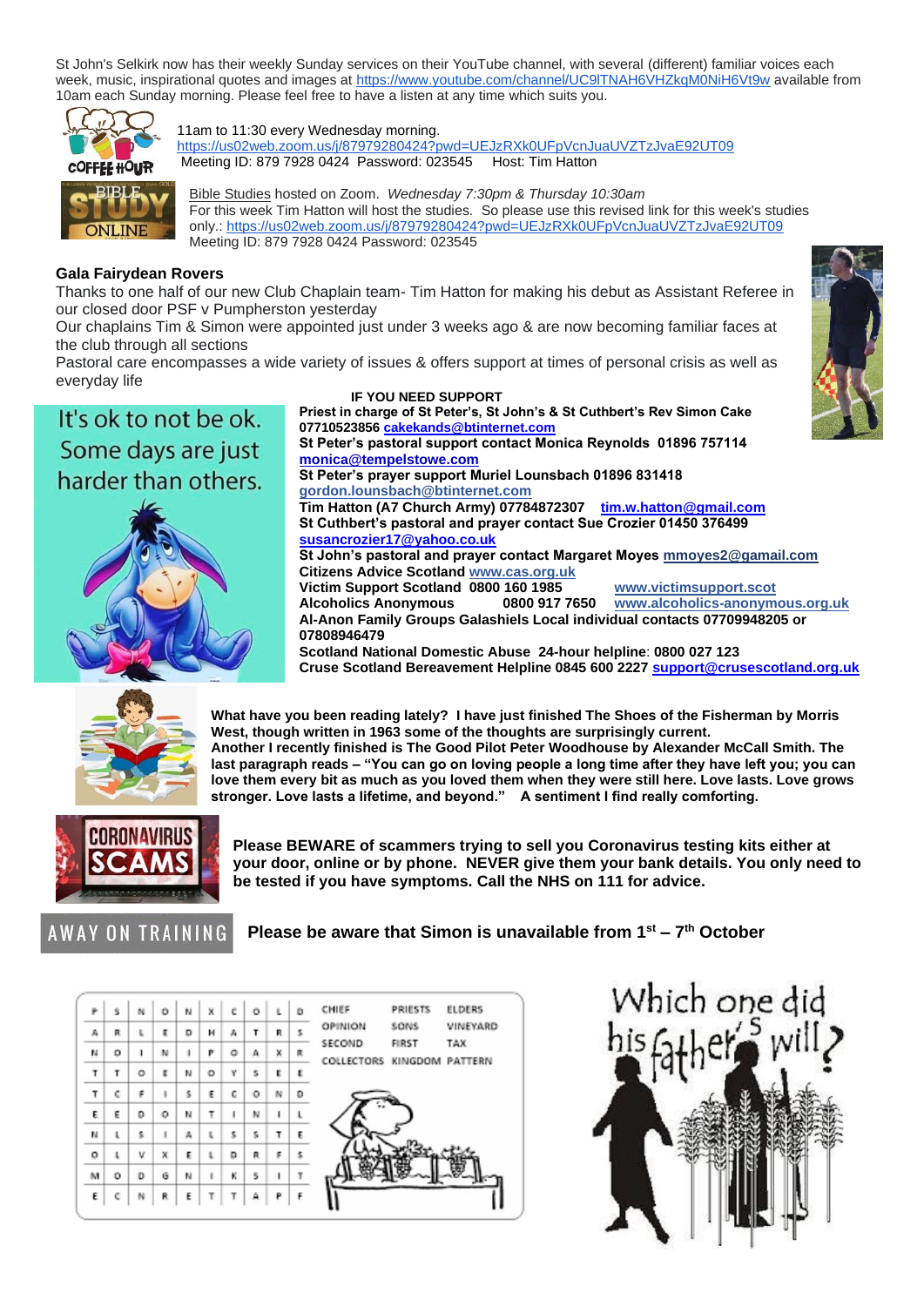St John's Selkirk now has their weekly Sunday services on their YouTube channel, with several (different) familiar voices each week, music, inspirational quotes and images at https://www.youtube.com/channel/UC9lTNAH6VHZkqM0NiH6Vt9w available from 10am each Sunday morning. Please feel free to have a listen at any time which suits you.

COFFEE HOUR

11am to 11:30 every Wednesday morning.
https://us02web.zoom.us/j/87979280424?pwd=UEJzRXk0UFpVcnJuaUVZTzJvaE92UT09
Meeting ID: 879 7928 0424 Password: 023545 Host: Tim Hatton

BIBLE STUDY ONLINE

Bible Studies hosted on Zoom. *Wednesday 7:30pm & Thursday 10:30am*
For this week Tim Hatton will host the studies. So please use this revised link for this week's studies only.: https://us02web.zoom.us/j/87979280424?pwd=UEJzRXk0UFpVcnJuaUVZTzJvaE92UT09
Meeting ID: 879 7928 0424 Password: 023545

**Gala Fairydean Rovers**

Thanks to one half of our new Club Chaplain team- Tim Hatton for making his debut as Assistant Referee in our closed door PSF v Pumpherston yesterday

Our chaplains Tim & Simon were appointed just under 3 weeks ago & are now becoming familiar faces at the club through all sections

Pastoral care encompasses a wide variety of issues & offers support at times of personal crisis as well as everyday life

It's ok to not be ok. Some days are just harder than others.

**IF YOU NEED SUPPORT**

**Priest in charge of St Peter's, St John's & St Cuthbert's Rev Simon Cake 07710523856 cakekands@btinternet.com**

**St Peter's pastoral support contact Monica Reynolds 01896 757114 monica@tempelstowe.com**

**St Peter's prayer support Muriel Lounsbach 01896 831418 gordon.lounsbach@btinternet.com**

**Tim Hatton (A7 Church Army) 07784872307 tim.w.hatton@gmail.com**

**St Cuthbert's pastoral and prayer contact Sue Crozier 01450 376499 susancrozier17@yahoo.co.uk**

**St John's pastoral and prayer contact Margaret Moyes mmoyes2@gamail.com**

**Citizens Advice Scotland www.cas.org.uk**

**Victim Support Scotland 0800 160 1985 www.victimsupport.scot**

**Alcoholics Anonymous 0800 917 7650 www.alcoholics-anonymous.org.uk**

**Al-Anon Family Groups Galashiels Local individual contacts 07709948205 or 07808946479**

**Scotland National Domestic Abuse 24-hour helpline: 0800 027 123**

**Cruse Scotland Bereavement Helpline 0845 600 2227 support@crusescotland.org.uk**

**What have you been reading lately? I have just finished The Shoes of the Fisherman by Morris West, though written in 1963 some of the thoughts are surprisingly current.**
**Another I recently finished is The Good Pilot Peter Woodhouse by Alexander McCall Smith. The last paragraph reads – "You can go on loving people a long time after they have left you; you can love them every bit as much as you loved them when they were still here. Love lasts. Love grows stronger. Love lasts a lifetime, and beyond." A sentiment I find really comforting.**

CORONAVIRUS SCAMS

**Please BEWARE of scammers trying to sell you Coronavirus testing kits either at your door, online or by phone. NEVER give them your bank details. You only need to be tested if you have symptoms. Call the NHS on 111 for advice.**

AWAY ON TRAINING

**Please be aware that Simon is unavailable from 1st – 7th October**

| | | | | | | | | | |
|---|---|---|---|---|---|---|---|---|---|
| P | S | N | O | N | X | C | O | L | D |
| A | R | L | E | D | H | A | T | R | S |
| N | O | I | N | I | P | O | A | X | R |
| T | T | O | E | N | O | Y | S | E | E |
| T | C | F | I | S | E | C | O | N | D |
| E | E | D | O | N | T | I | N | I | L |
| N | L | S | I | A | L | S | S | T | E |
| O | L | V | X | E | L | D | R | F | S |
| M | O | D | G | N | I | K | S | I | T |
| E | C | N | R | E | T | T | A | P | F |

CHIEF PRIESTS ELDERS
OPINION SONS VINEYARD
SECOND FIRST TAX
COLLECTORS KINGDOM PATTERN

Which one did his father's will?